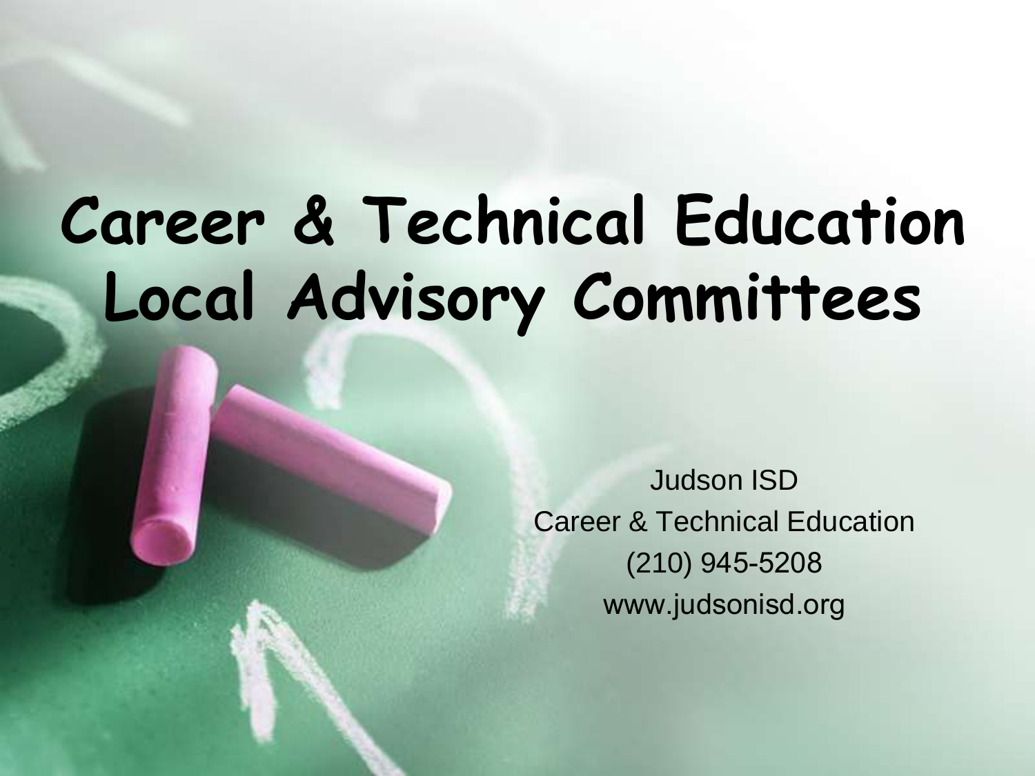# Career & Technical Education Local Advisory Committees

Judson ISD
Career & Technical Education
(210) 945-5208
www.judsonisd.org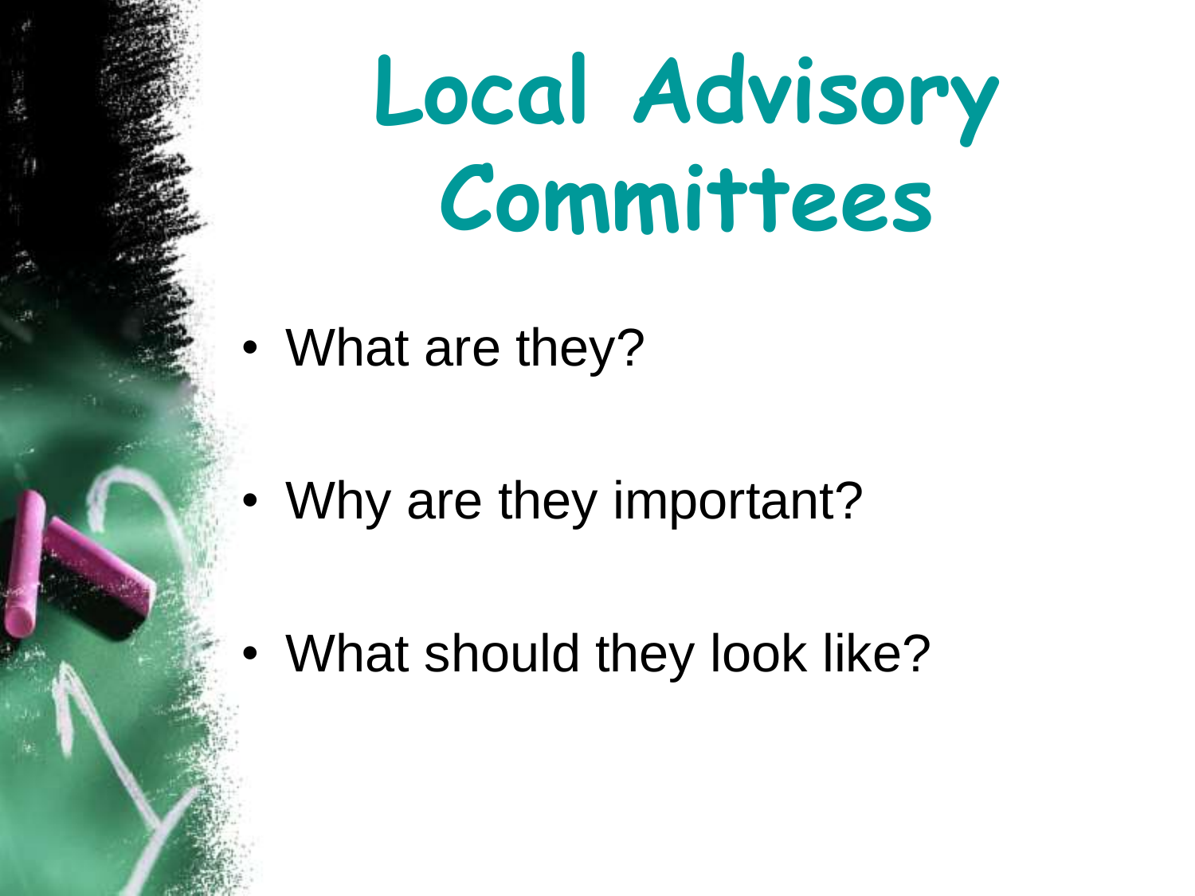# Local Advisory Committees

- What are they?
- Why are they important?
- What should they look like?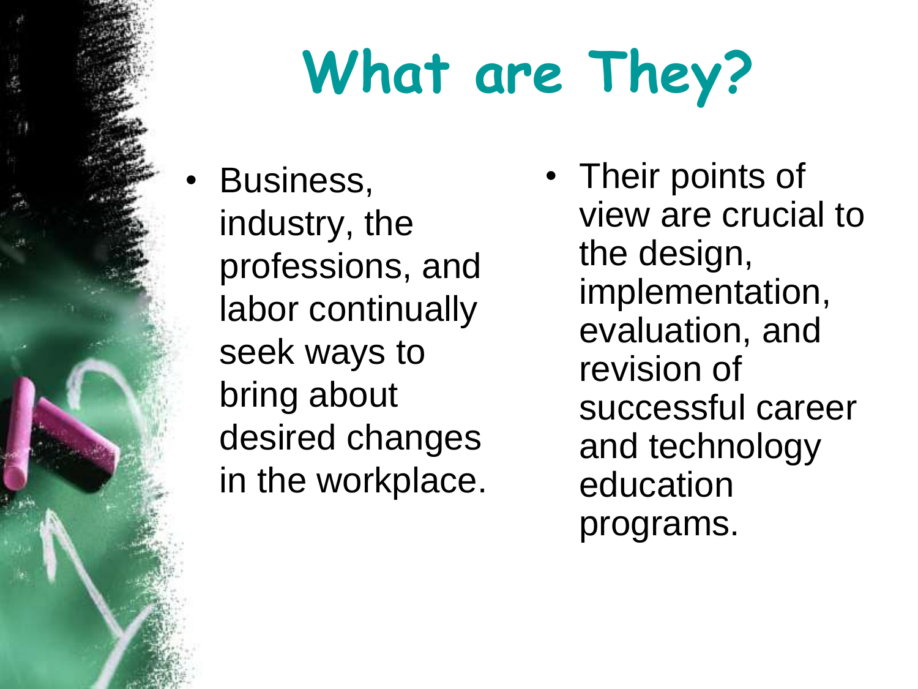# What are They?

- Business, industry, the professions, and labor continually seek ways to bring about desired changes in the workplace.
- Their points of view are crucial to the design, implementation, evaluation, and revision of successful career and technology education programs.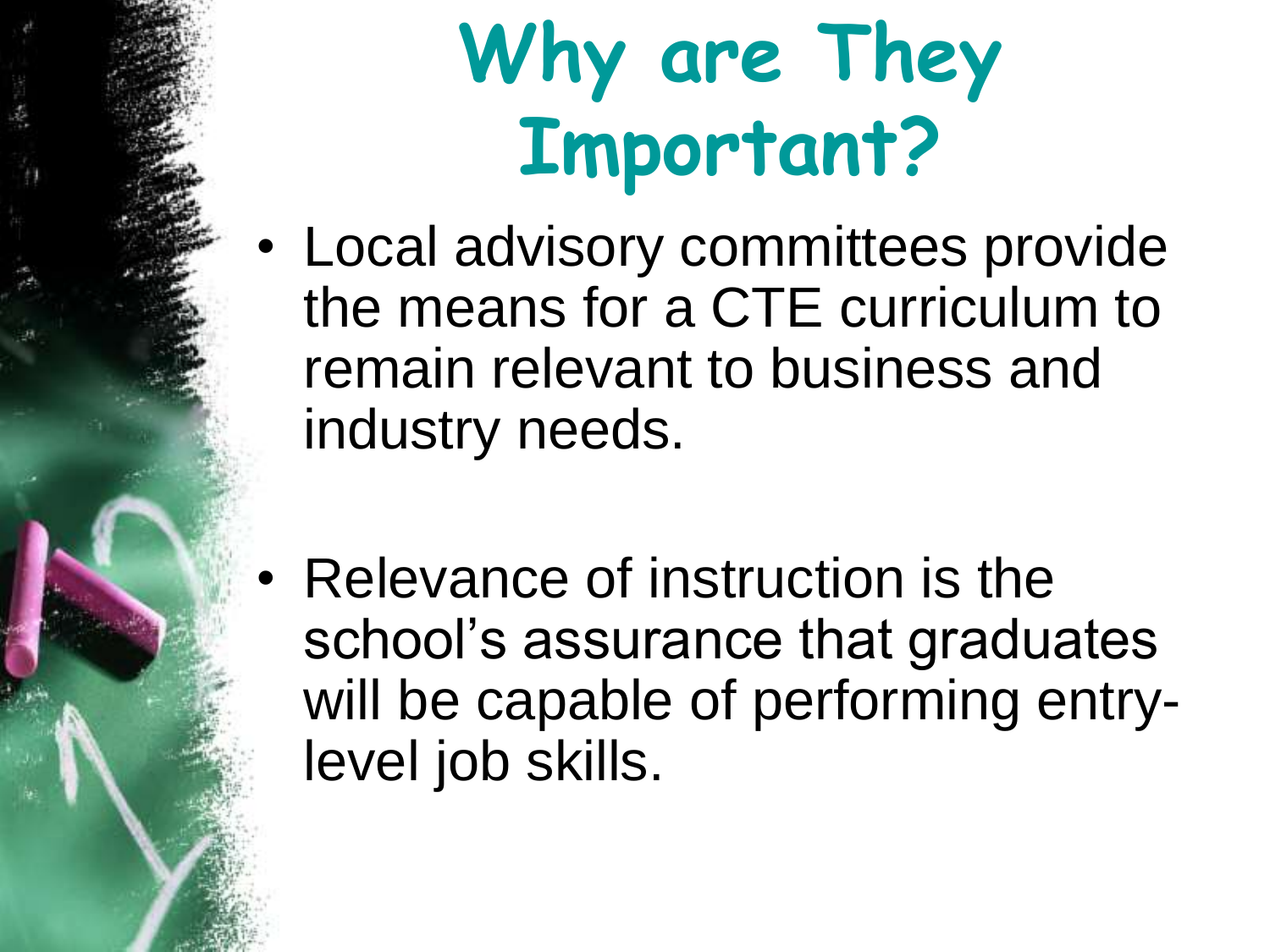# Why are They Important?

- Local advisory committees provide the means for a CTE curriculum to remain relevant to business and industry needs.
- Relevance of instruction is the school's assurance that graduates will be capable of performing entry-level job skills.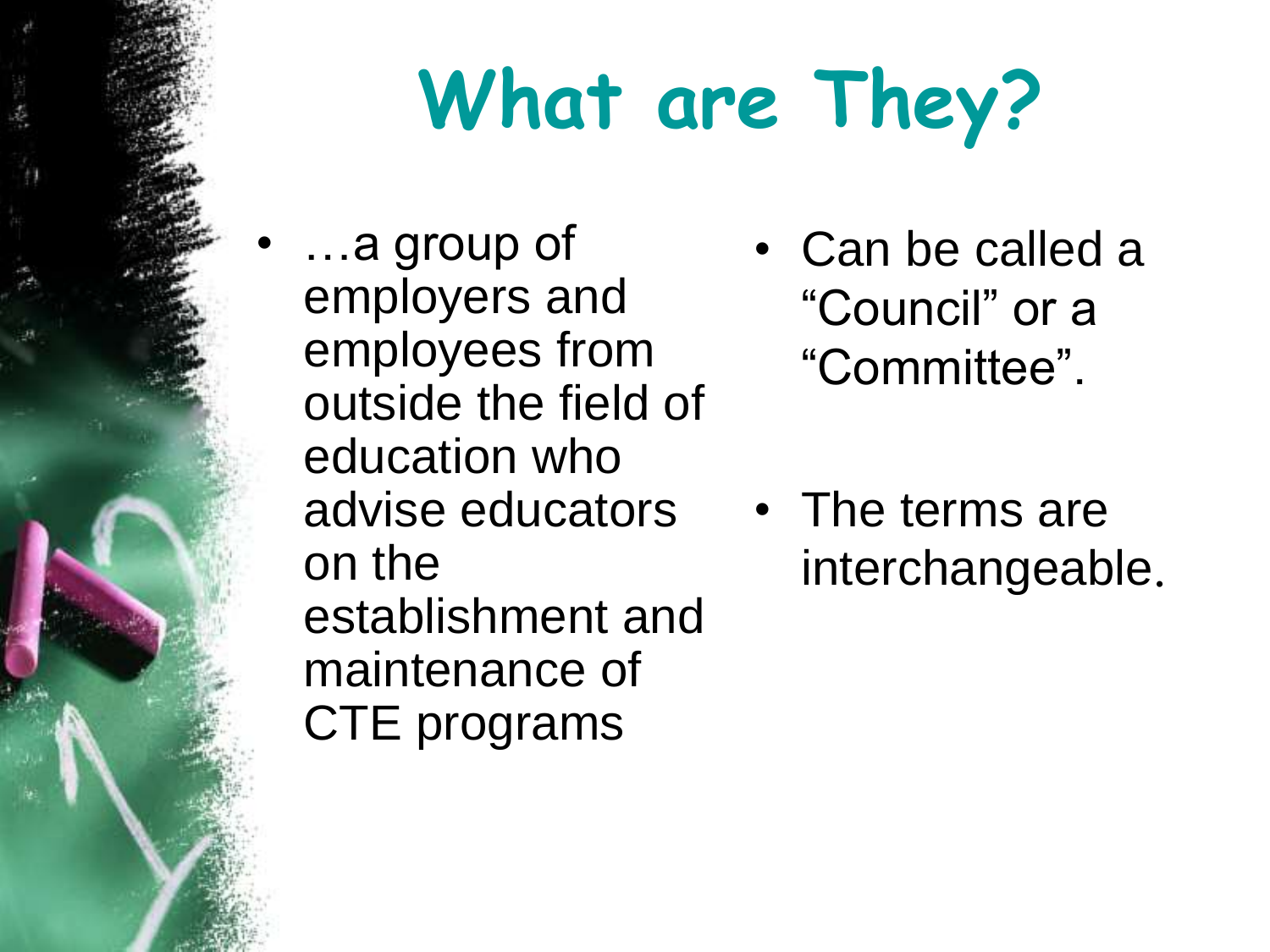# What are They?

- …a group of employers and employees from outside the field of education who advise educators on the establishment and maintenance of CTE programs

- Can be called a “Council” or a “Committee”.

- The terms are interchangeable.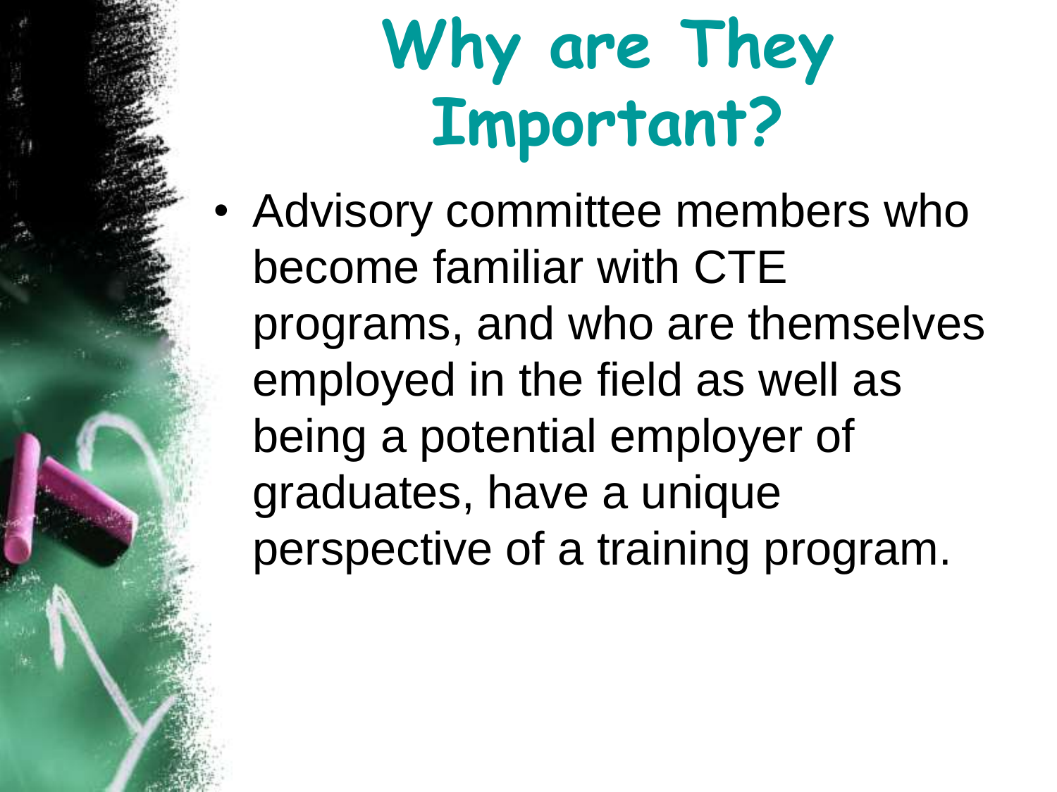# Why are They Important?

- Advisory committee members who become familiar with CTE programs, and who are themselves employed in the field as well as being a potential employer of graduates, have a unique perspective of a training program.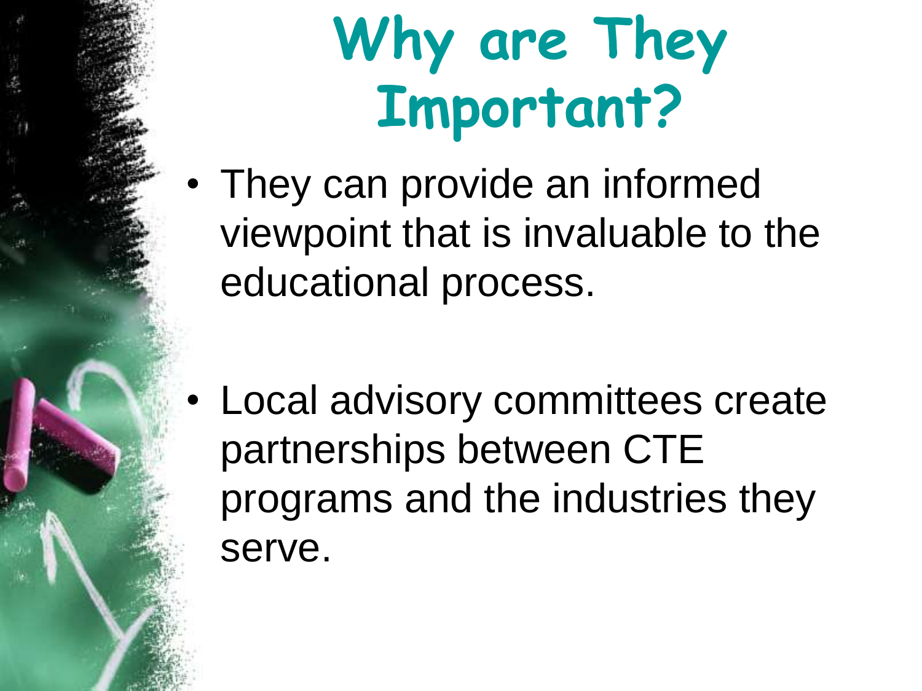# Why are They Important?

- They can provide an informed viewpoint that is invaluable to the educational process.

- Local advisory committees create partnerships between CTE programs and the industries they serve.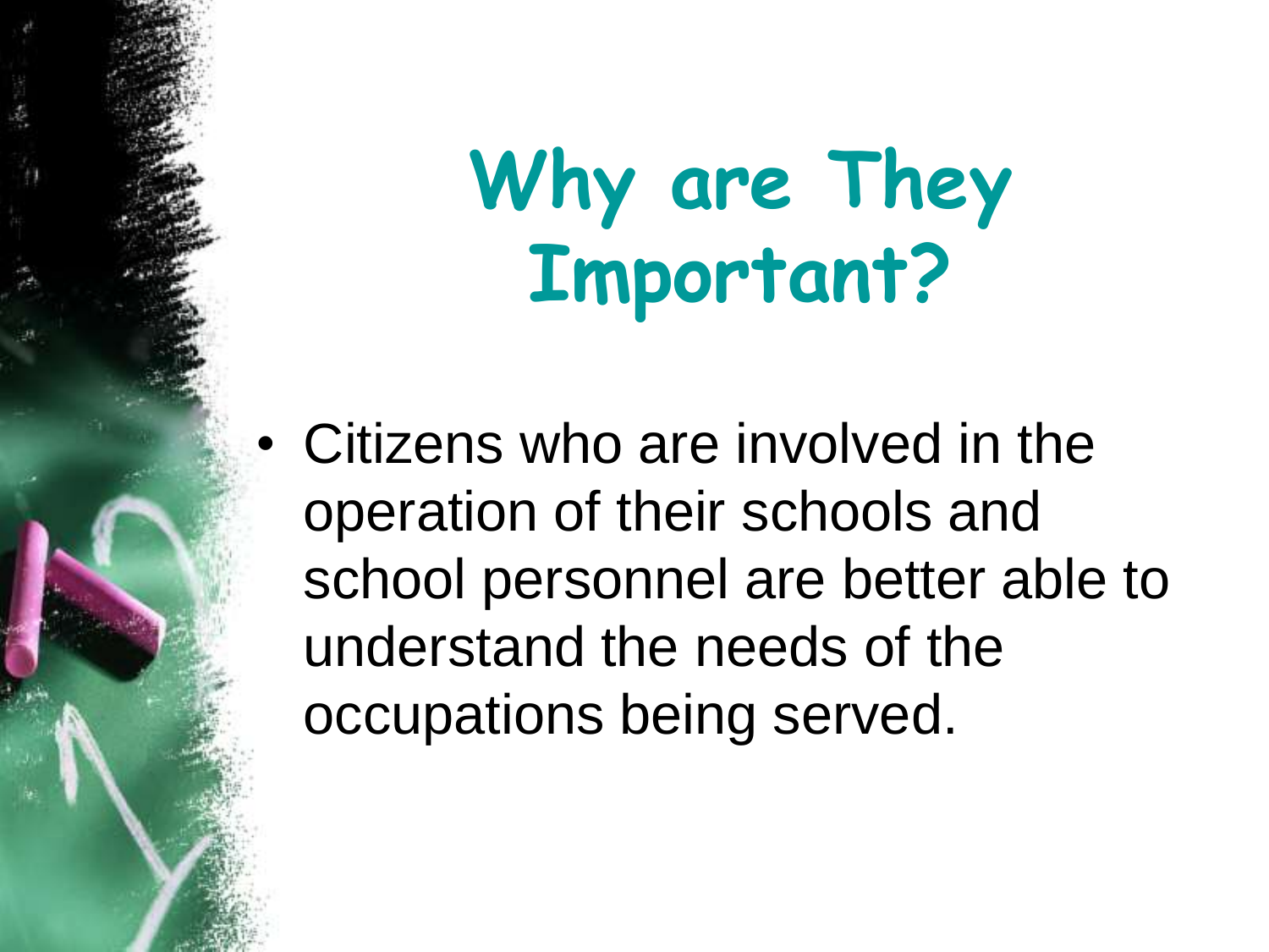# Why are They Important?

- Citizens who are involved in the operation of their schools and school personnel are better able to understand the needs of the occupations being served.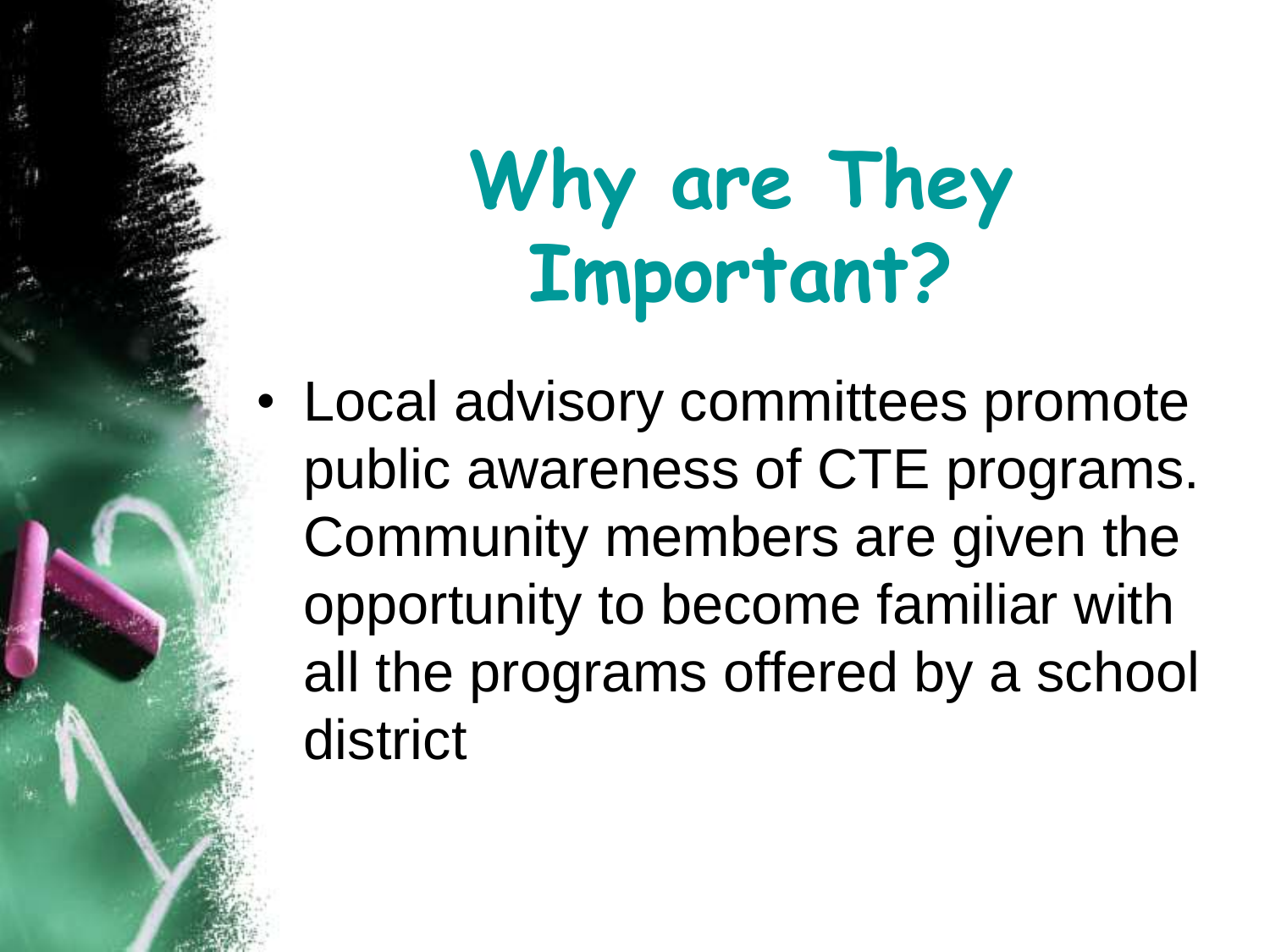# Why are They Important?

- Local advisory committees promote public awareness of CTE programs. Community members are given the opportunity to become familiar with all the programs offered by a school district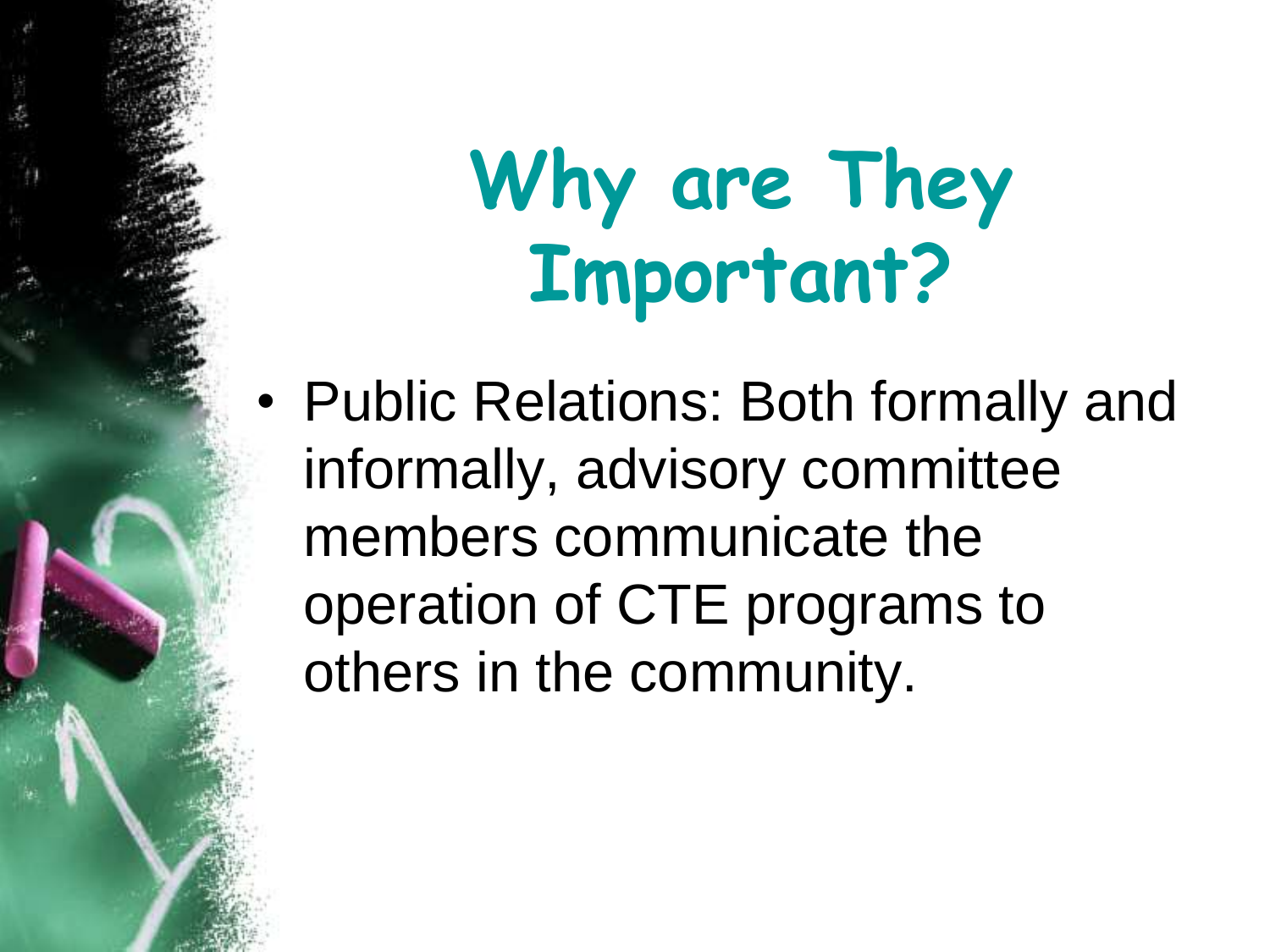# Why are They Important?

- Public Relations: Both formally and informally, advisory committee members communicate the operation of CTE programs to others in the community.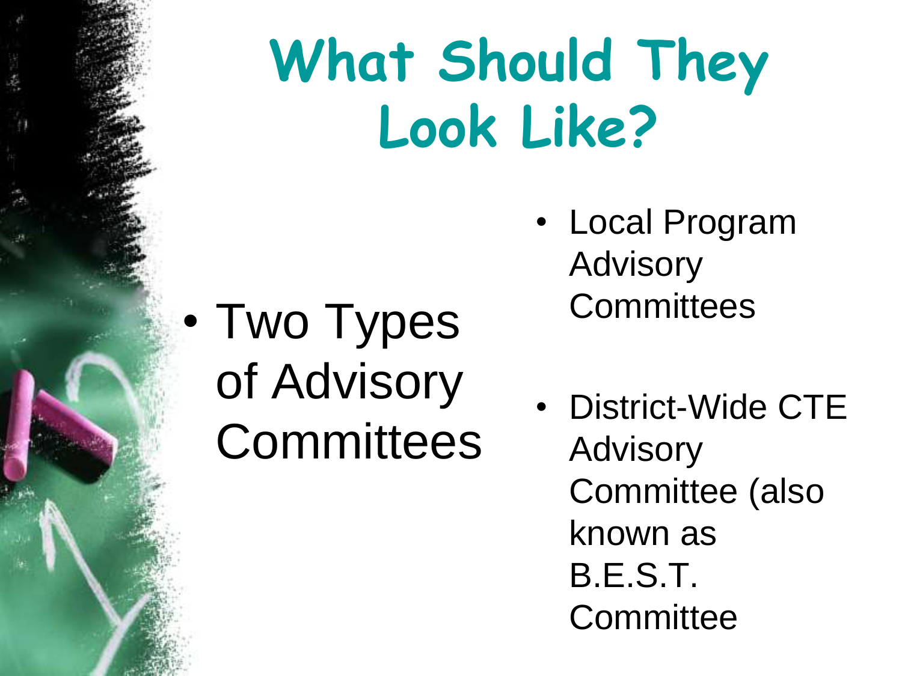# What Should They Look Like?

- Two Types of Advisory Committees

- Local Program Advisory Committees
- District-Wide CTE Advisory Committee (also known as B.E.S.T. Committee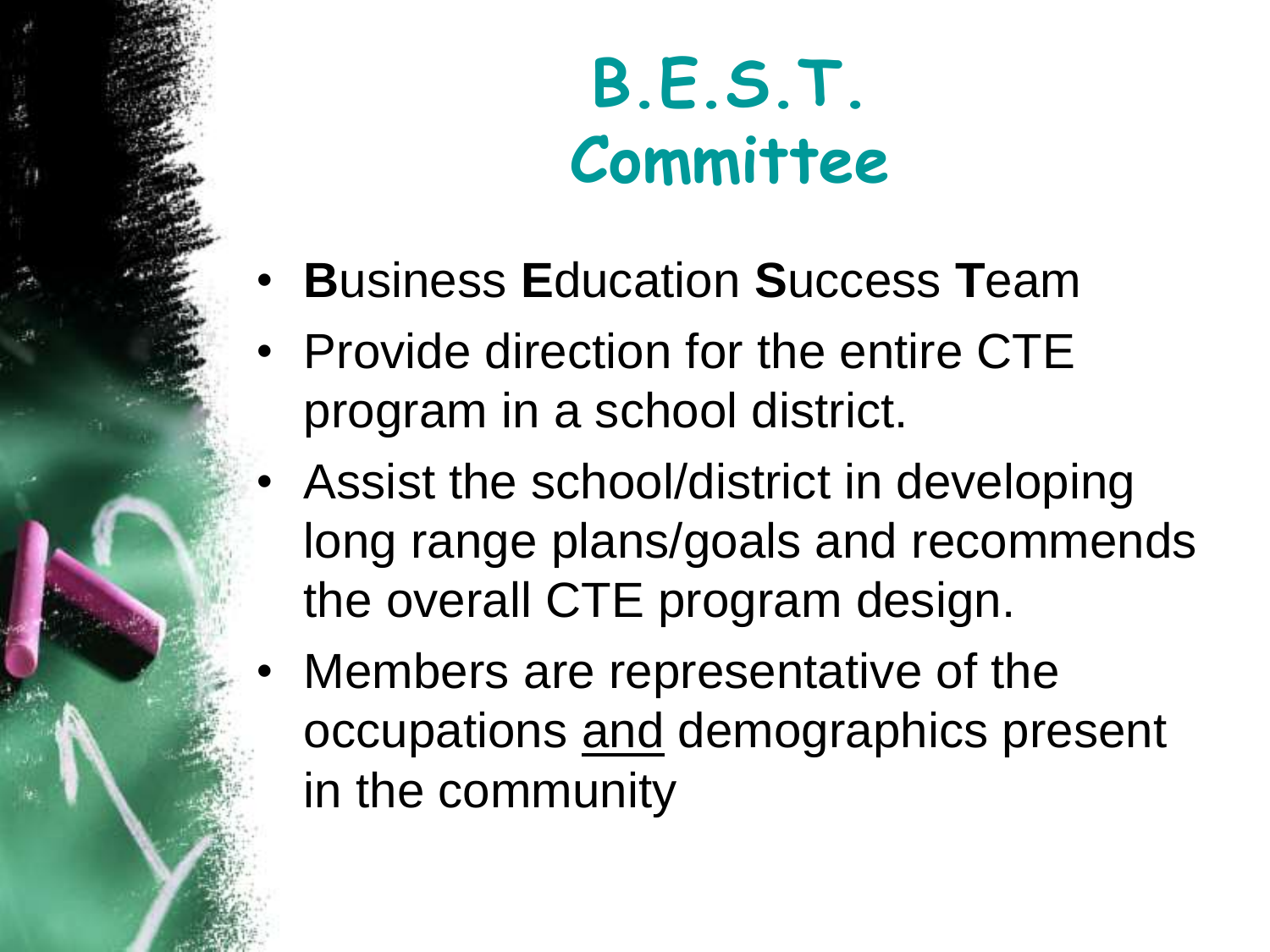# B.E.S.T. Committee

- **B**usiness **E**ducation **S**uccess **T**eam
- Provide direction for the entire CTE program in a school district.
- Assist the school/district in developing long range plans/goals and recommends the overall CTE program design.
- Members are representative of the occupations <u>and</u> demographics present in the community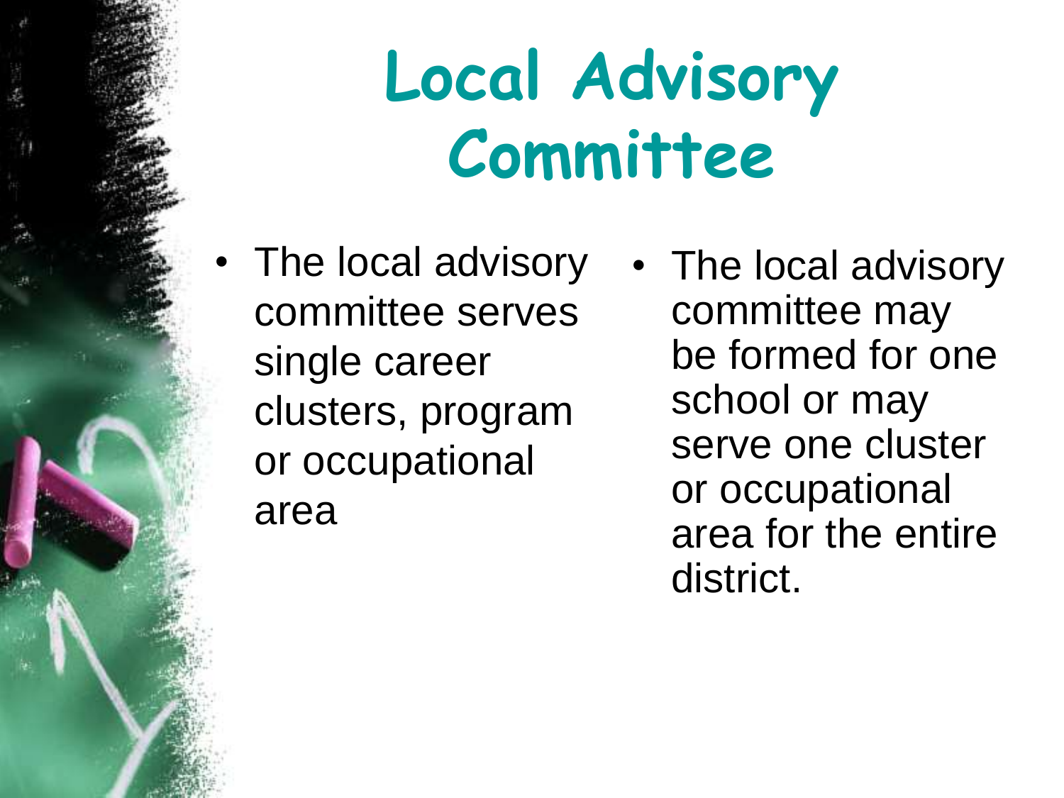# Local Advisory Committee

- The local advisory committee serves single career clusters, program or occupational area
- The local advisory committee may be formed for one school or may serve one cluster or occupational area for the entire district.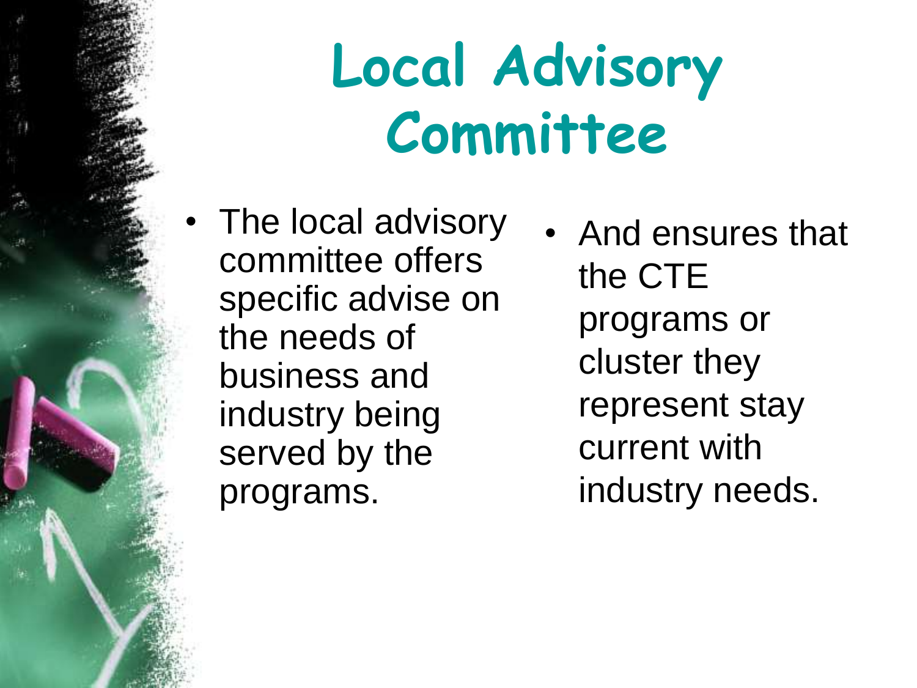# Local Advisory Committee

- The local advisory committee offers specific advise on the needs of business and industry being served by the programs.
- And ensures that the CTE programs or cluster they represent stay current with industry needs.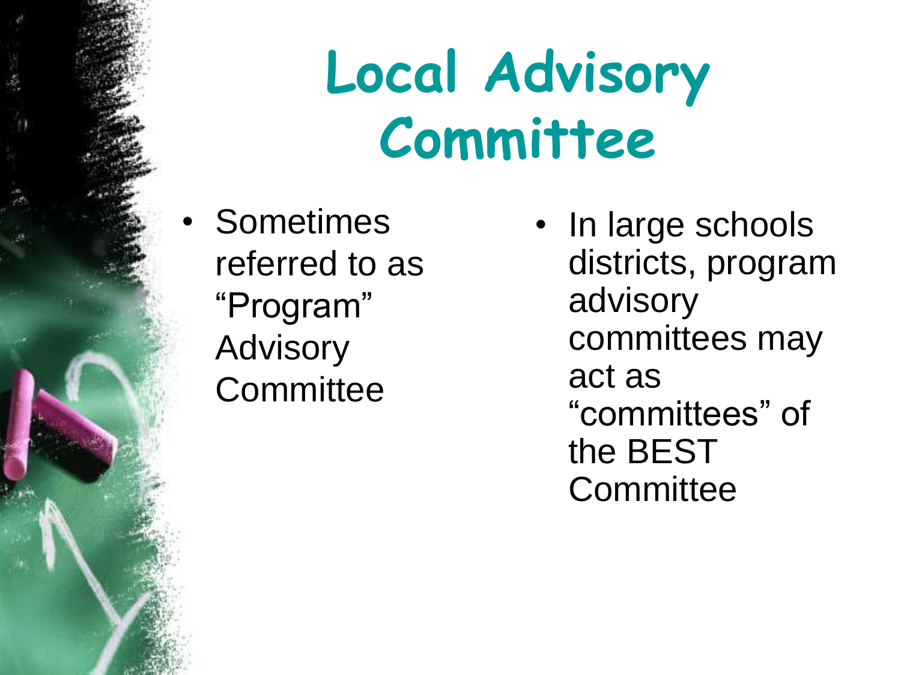# Local Advisory Committee

- Sometimes referred to as "Program" Advisory Committee

- In large schools districts, program advisory committees may act as "committees" of the BEST Committee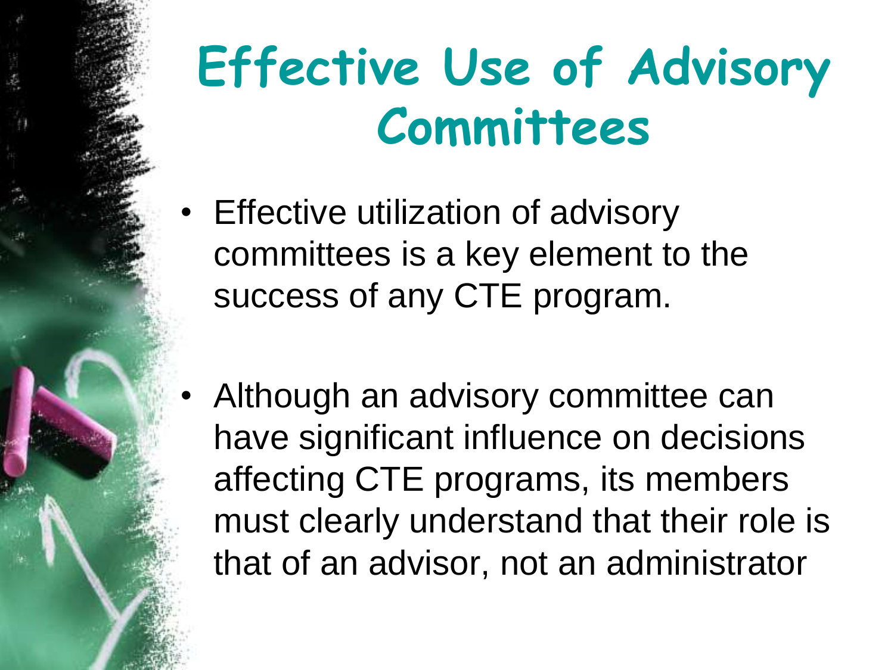# Effective Use of Advisory Committees

- Effective utilization of advisory committees is a key element to the success of any CTE program.
- Although an advisory committee can have significant influence on decisions affecting CTE programs, its members must clearly understand that their role is that of an advisor, not an administrator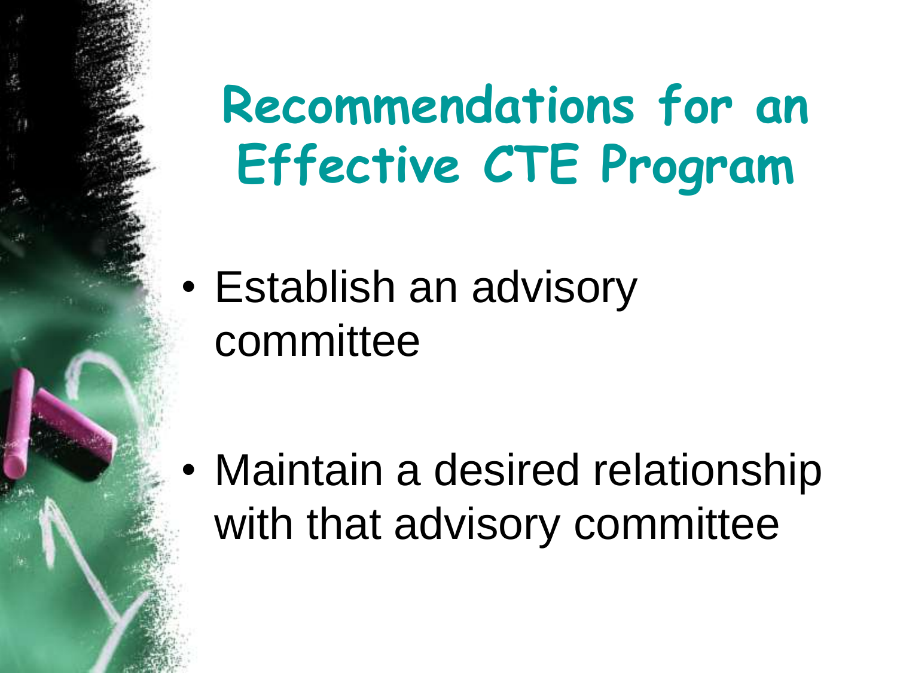# Recommendations for an Effective CTE Program

- Establish an advisory committee
- Maintain a desired relationship with that advisory committee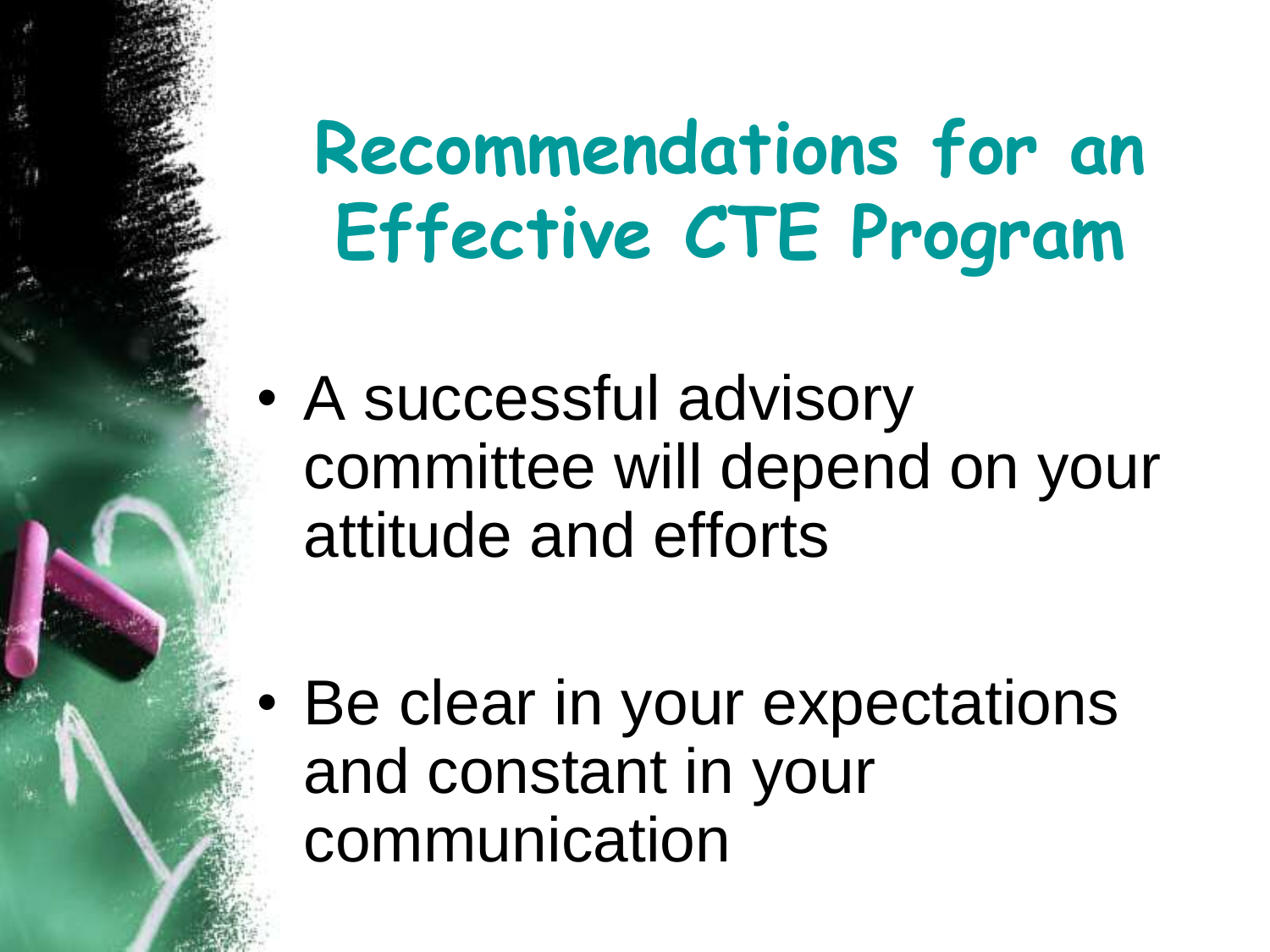# Recommendations for an Effective CTE Program

- A successful advisory committee will depend on your attitude and efforts

- Be clear in your expectations and constant in your communication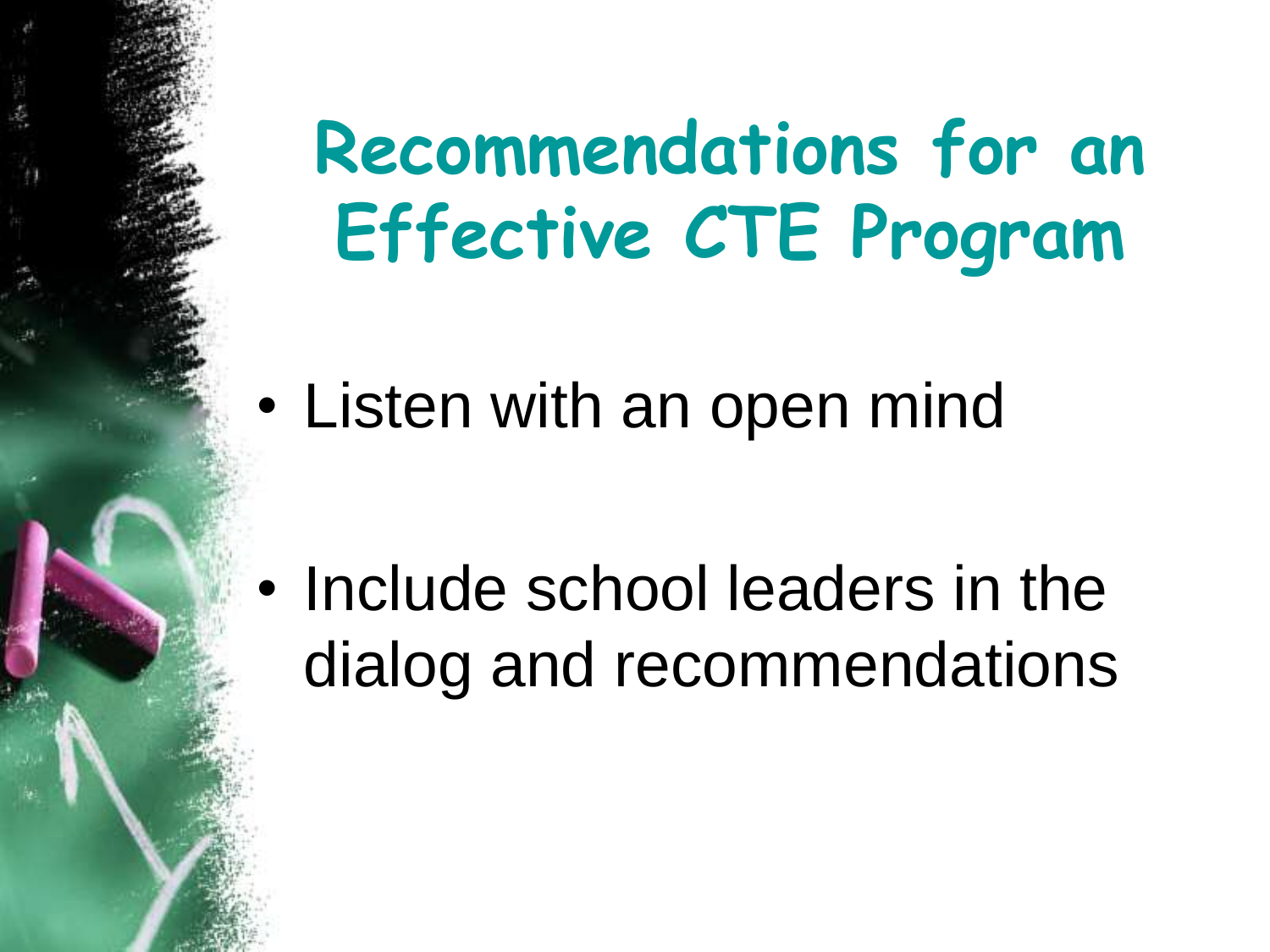# Recommendations for an Effective CTE Program

- Listen with an open mind

- Include school leaders in the dialog and recommendations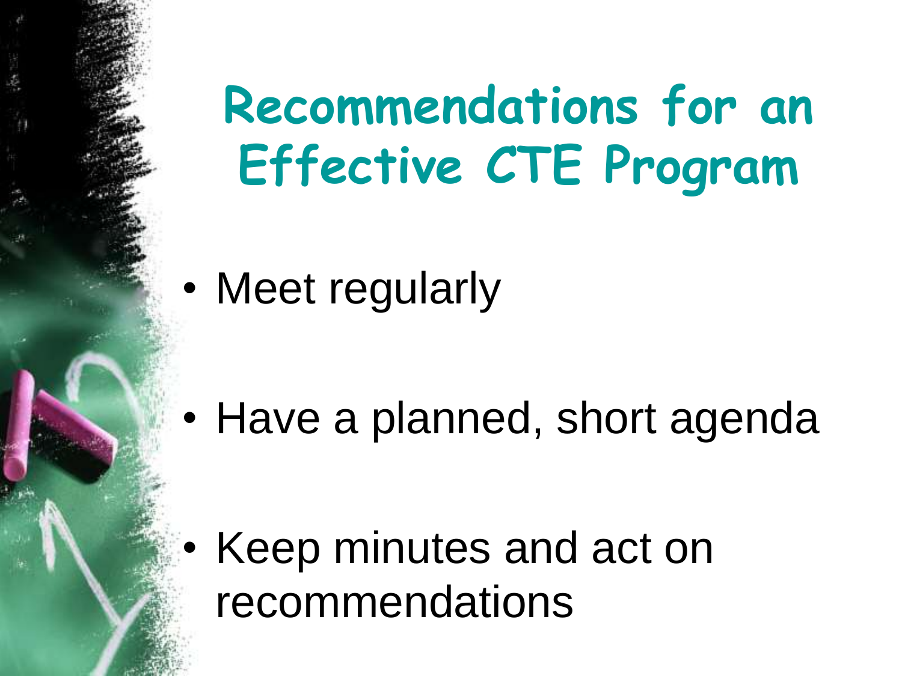# Recommendations for an Effective CTE Program

- Meet regularly
- Have a planned, short agenda
- Keep minutes and act on recommendations